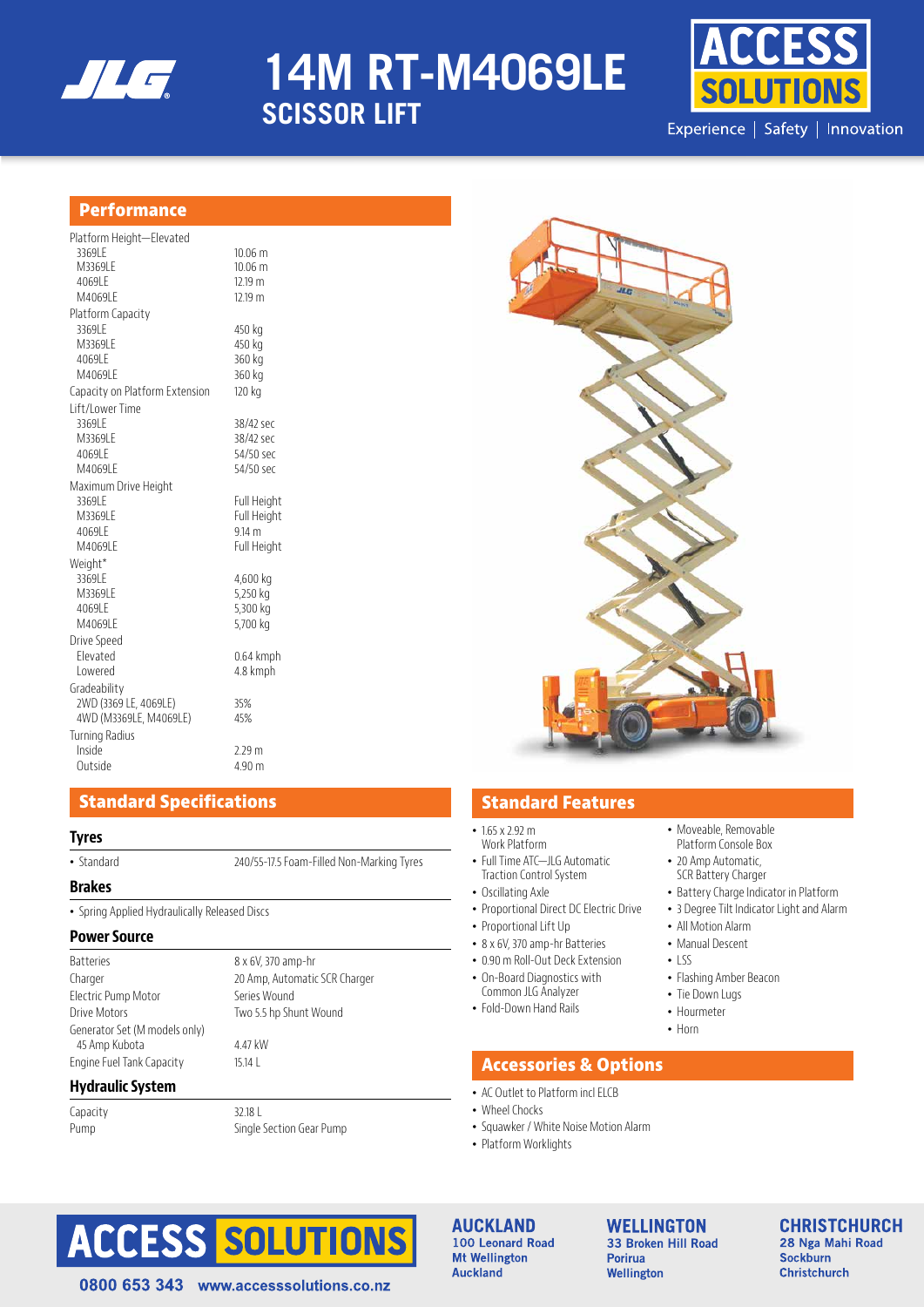# 14M RT-M4069LE
## SCISSOR LIFT

ACCESS SOLUTIONS

Experience | Safety | Innovation

## Performance

| | |
|---|---|
| Platform Height—Elevated | |
| 3369LE | 10.06 m |
| M3369LE | 10.06 m |
| 4069LE | 12.19 m |
| M4069LE | 12.19 m |
| Platform Capacity | |
| 3369LE | 450 kg |
| M3369LE | 450 kg |
| 4069LE | 360 kg |
| M4069LE | 360 kg |
| Capacity on Platform Extension | 120 kg |
| Lift/Lower Time | |
| 3369LE | 38/42 sec |
| M3369LE | 38/42 sec |
| 4069LE | 54/50 sec |
| M4069LE | 54/50 sec |
| Maximum Drive Height | |
| 3369LE | Full Height |
| M3369LE | Full Height |
| 4069LE | 9.14 m |
| M4069LE | Full Height |
| Weight* | |
| 3369LE | 4,600 kg |
| M3369LE | 5,250 kg |
| 4069LE | 5,300 kg |
| M4069LE | 5,700 kg |
| Drive Speed | |
| Elevated | 0.64 kmph |
| Lowered | 4.8 kmph |
| Gradeability | |
| 2WD (3369 LE, 4069LE) | 35% |
| 4WD (M3369LE, M4069LE) | 45% |
| Turning Radius | |
| Inside | 2.29 m |
| Outside | 4.90 m |

## Standard Specifications

### Tyres

| | |
|---|---|
| • Standard | 240/55-17.5 Foam-Filled Non-Marking Tyres |

### Brakes

- Spring Applied Hydraulically Released Discs

### Power Source

| | |
|---|---|
| Batteries | 8 x 6V, 370 amp-hr |
| Charger | 20 Amp, Automatic SCR Charger |
| Electric Pump Motor | Series Wound |
| Drive Motors | Two 5.5 hp Shunt Wound |
| Generator Set (M models only) | |
| 45 Amp Kubota | 4.47 kW |
| Engine Fuel Tank Capacity | 15.14 L |

### Hydraulic System

| | |
|---|---|
| Capacity | 32.18 L |
| Pump | Single Section Gear Pump |

## Standard Features

- 1.65 x 2.92 m Work Platform
- Full Time ATC—JLG Automatic Traction Control System
- Oscillating Axle
- Proportional Direct DC Electric Drive
- Proportional Lift Up
- 8 x 6V, 370 amp-hr Batteries
- 0.90 m Roll-Out Deck Extension
- On-Board Diagnostics with Common JLG Analyzer
- Fold-Down Hand Rails
- Moveable, Removable Platform Console Box
- 20 Amp Automatic, SCR Battery Charger
- Battery Charge Indicator in Platform
- 3 Degree Tilt Indicator Light and Alarm
- All Motion Alarm
- Manual Descent
- LSS
- Flashing Amber Beacon
- Tie Down Lugs
- Hourmeter
- Horn

## Accessories & Options

- AC Outlet to Platform incl ELCB
- Wheel Chocks
- Squawker / White Noise Motion Alarm
- Platform Worklights

ACCESS SOLUTIONS

0800 653 343 www.accesssolutions.co.nz

**AUCKLAND**
100 Leonard Road
Mt Wellington
Auckland

**WELLINGTON**
33 Broken Hill Road
Porirua
Wellington

**CHRISTCHURCH**
28 Nga Mahi Road
Sockburn
Christchurch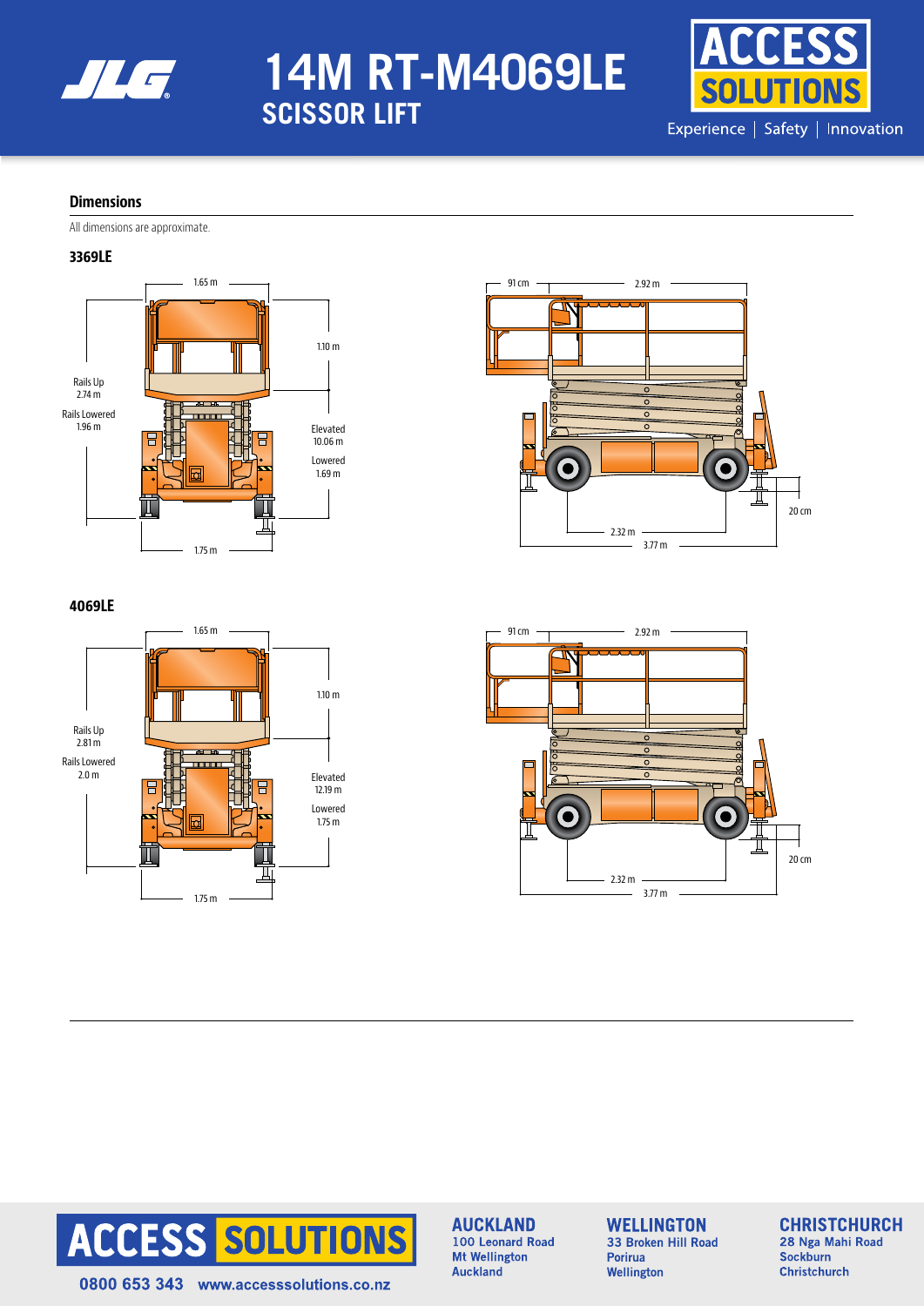# 14M RT-M4069LE

## SCISSOR LIFT

Experience | Safety | Innovation

## Dimensions

All dimensions are approximate.

### 3369LE

1.65 m

1.10 m

Rails Up
2.74 m

Rails Lowered
1.96 m

Elevated
10.06 m

Lowered
1.69 m

1.75 m

91 cm

2.92 m

20 cm

2.32 m

3.77 m

### 4069LE

1.65 m

1.10 m

Rails Up
2.81 m

Rails Lowered
2.0 m

Elevated
12.19 m

Lowered
1.75 m

1.75 m

91 cm

2.92 m

20 cm

2.32 m

3.77 m

---

ACCESS SOLUTIONS

0800 653 343 www.accesssolutions.co.nz

**AUCKLAND**
100 Leonard Road
Mt Wellington
Auckland

**WELLINGTON**
33 Broken Hill Road
Porirua
Wellington

**CHRISTCHURCH**
28 Nga Mahi Road
Sockburn
Christchurch